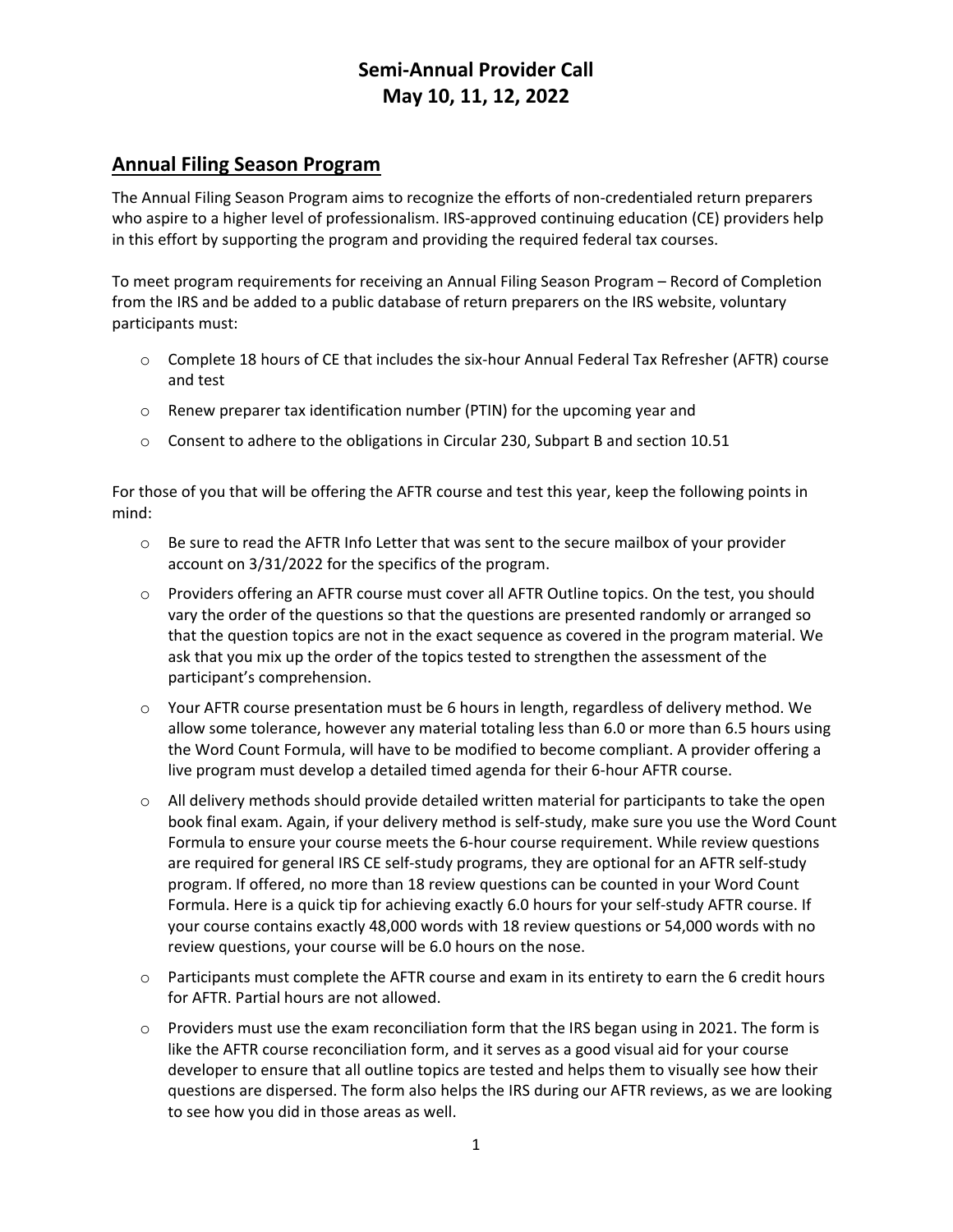# Semi-Annual Provider Call
# May 10, 11, 12, 2022

## Annual Filing Season Program

The Annual Filing Season Program aims to recognize the efforts of non-credentialed return preparers who aspire to a higher level of professionalism. IRS-approved continuing education (CE) providers help in this effort by supporting the program and providing the required federal tax courses.

To meet program requirements for receiving an Annual Filing Season Program – Record of Completion from the IRS and be added to a public database of return preparers on the IRS website, voluntary participants must:

- Complete 18 hours of CE that includes the six-hour Annual Federal Tax Refresher (AFTR) course and test
- Renew preparer tax identification number (PTIN) for the upcoming year and
- Consent to adhere to the obligations in Circular 230, Subpart B and section 10.51

For those of you that will be offering the AFTR course and test this year, keep the following points in mind:

- Be sure to read the AFTR Info Letter that was sent to the secure mailbox of your provider account on 3/31/2022 for the specifics of the program.
- Providers offering an AFTR course must cover all AFTR Outline topics. On the test, you should vary the order of the questions so that the questions are presented randomly or arranged so that the question topics are not in the exact sequence as covered in the program material. We ask that you mix up the order of the topics tested to strengthen the assessment of the participant's comprehension.
- Your AFTR course presentation must be 6 hours in length, regardless of delivery method. We allow some tolerance, however any material totaling less than 6.0 or more than 6.5 hours using the Word Count Formula, will have to be modified to become compliant. A provider offering a live program must develop a detailed timed agenda for their 6-hour AFTR course.
- All delivery methods should provide detailed written material for participants to take the open book final exam. Again, if your delivery method is self-study, make sure you use the Word Count Formula to ensure your course meets the 6-hour course requirement. While review questions are required for general IRS CE self-study programs, they are optional for an AFTR self-study program. If offered, no more than 18 review questions can be counted in your Word Count Formula. Here is a quick tip for achieving exactly 6.0 hours for your self-study AFTR course. If your course contains exactly 48,000 words with 18 review questions or 54,000 words with no review questions, your course will be 6.0 hours on the nose.
- Participants must complete the AFTR course and exam in its entirety to earn the 6 credit hours for AFTR. Partial hours are not allowed.
- Providers must use the exam reconciliation form that the IRS began using in 2021. The form is like the AFTR course reconciliation form, and it serves as a good visual aid for your course developer to ensure that all outline topics are tested and helps them to visually see how their questions are dispersed. The form also helps the IRS during our AFTR reviews, as we are looking to see how you did in those areas as well.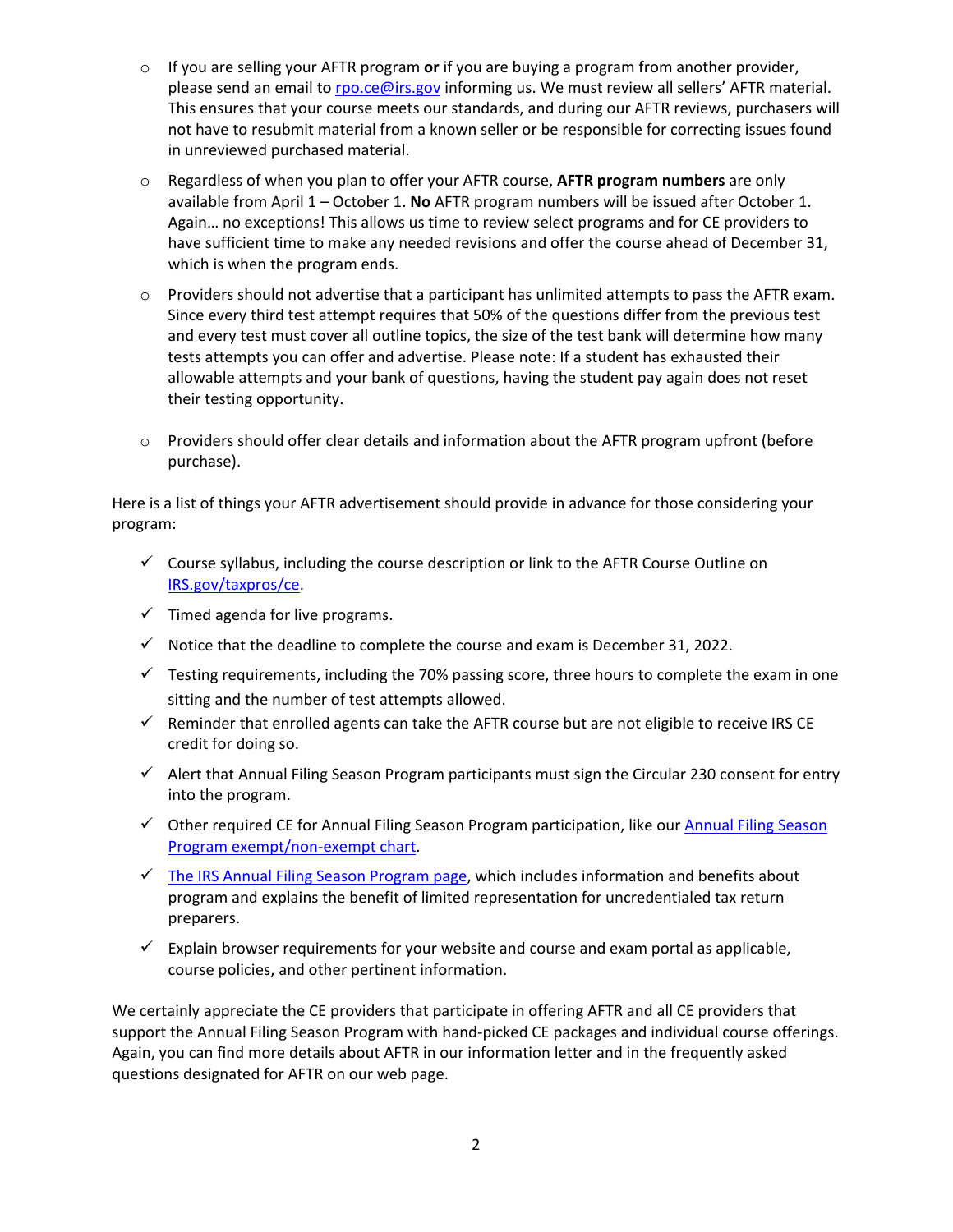- If you are selling your AFTR program **or** if you are buying a program from another provider, please send an email to [rpo.ce@irs.gov](mailto:rpo.ce@irs.gov) informing us. We must review all sellers' AFTR material. This ensures that your course meets our standards, and during our AFTR reviews, purchasers will not have to resubmit material from a known seller or be responsible for correcting issues found in unreviewed purchased material.
- Regardless of when you plan to offer your AFTR course, **AFTR program numbers** are only available from April 1 – October 1. **No** AFTR program numbers will be issued after October 1. Again… no exceptions! This allows us time to review select programs and for CE providers to have sufficient time to make any needed revisions and offer the course ahead of December 31, which is when the program ends.
- Providers should not advertise that a participant has unlimited attempts to pass the AFTR exam. Since every third test attempt requires that 50% of the questions differ from the previous test and every test must cover all outline topics, the size of the test bank will determine how many tests attempts you can offer and advertise. Please note: If a student has exhausted their allowable attempts and your bank of questions, having the student pay again does not reset their testing opportunity.
- Providers should offer clear details and information about the AFTR program upfront (before purchase).

Here is a list of things your AFTR advertisement should provide in advance for those considering your program:

- ✓ Course syllabus, including the course description or link to the AFTR Course Outline on [IRS.gov/taxpros/ce](IRS.gov/taxpros/ce).
- ✓ Timed agenda for live programs.
- ✓ Notice that the deadline to complete the course and exam is December 31, 2022.
- ✓ Testing requirements, including the 70% passing score, three hours to complete the exam in one sitting and the number of test attempts allowed.
- ✓ Reminder that enrolled agents can take the AFTR course but are not eligible to receive IRS CE credit for doing so.
- ✓ Alert that Annual Filing Season Program participants must sign the Circular 230 consent for entry into the program.
- ✓ Other required CE for Annual Filing Season Program participation, like our Annual Filing Season Program exempt/non-exempt chart.
- ✓ The IRS Annual Filing Season Program page, which includes information and benefits about program and explains the benefit of limited representation for uncredentialed tax return preparers.
- ✓ Explain browser requirements for your website and course and exam portal as applicable, course policies, and other pertinent information.

We certainly appreciate the CE providers that participate in offering AFTR and all CE providers that support the Annual Filing Season Program with hand-picked CE packages and individual course offerings. Again, you can find more details about AFTR in our information letter and in the frequently asked questions designated for AFTR on our web page.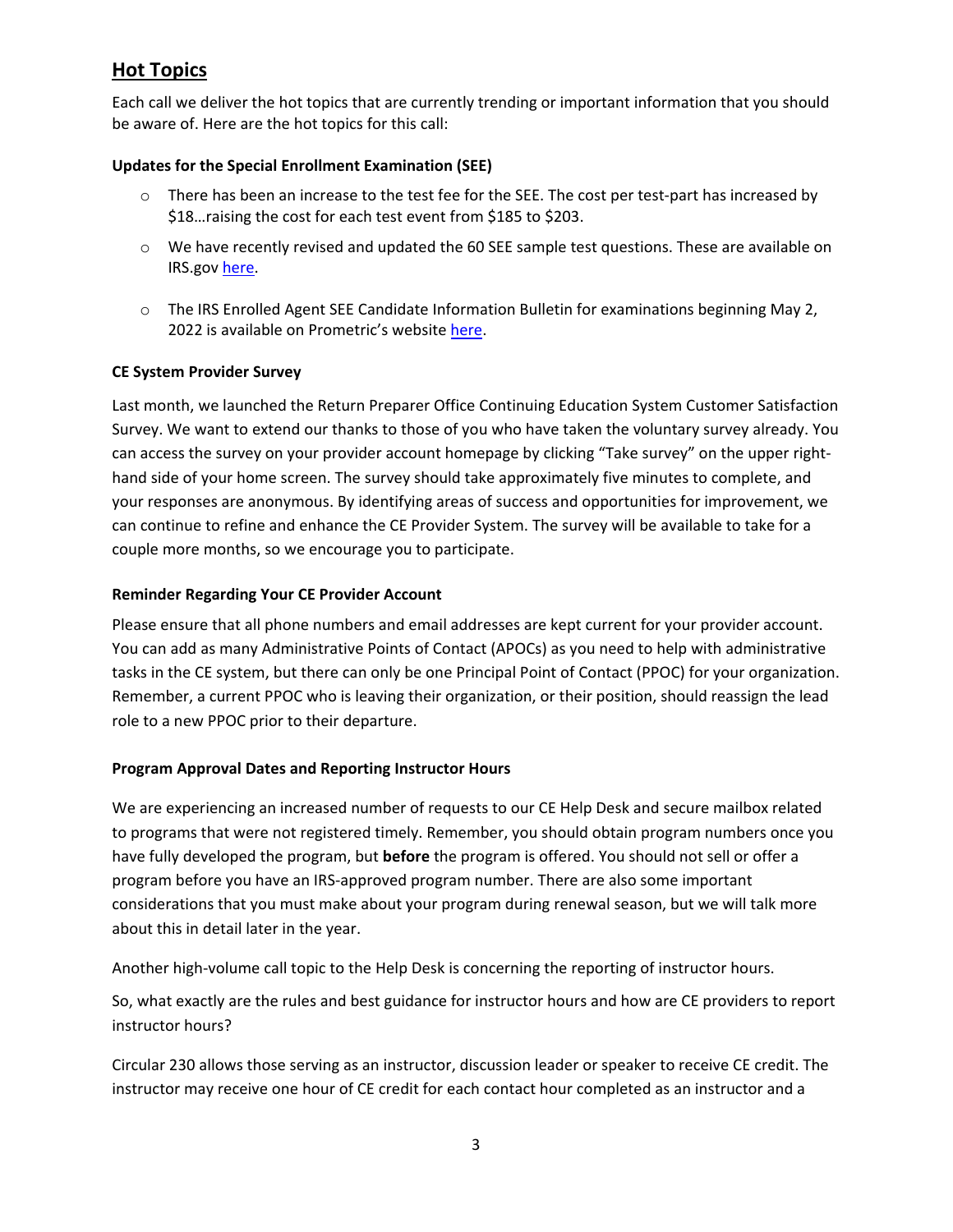## Hot Topics

Each call we deliver the hot topics that are currently trending or important information that you should be aware of. Here are the hot topics for this call:

### Updates for the Special Enrollment Examination (SEE)

- There has been an increase to the test fee for the SEE. The cost per test-part has increased by $18…raising the cost for each test event from $185 to $203.
- We have recently revised and updated the 60 SEE sample test questions. These are available on IRS.gov here.
- The IRS Enrolled Agent SEE Candidate Information Bulletin for examinations beginning May 2, 2022 is available on Prometric's website here.

### CE System Provider Survey

Last month, we launched the Return Preparer Office Continuing Education System Customer Satisfaction Survey. We want to extend our thanks to those of you who have taken the voluntary survey already. You can access the survey on your provider account homepage by clicking "Take survey" on the upper right-hand side of your home screen. The survey should take approximately five minutes to complete, and your responses are anonymous. By identifying areas of success and opportunities for improvement, we can continue to refine and enhance the CE Provider System. The survey will be available to take for a couple more months, so we encourage you to participate.

### Reminder Regarding Your CE Provider Account

Please ensure that all phone numbers and email addresses are kept current for your provider account. You can add as many Administrative Points of Contact (APOCs) as you need to help with administrative tasks in the CE system, but there can only be one Principal Point of Contact (PPOC) for your organization. Remember, a current PPOC who is leaving their organization, or their position, should reassign the lead role to a new PPOC prior to their departure.

### Program Approval Dates and Reporting Instructor Hours

We are experiencing an increased number of requests to our CE Help Desk and secure mailbox related to programs that were not registered timely. Remember, you should obtain program numbers once you have fully developed the program, but **before** the program is offered. You should not sell or offer a program before you have an IRS-approved program number. There are also some important considerations that you must make about your program during renewal season, but we will talk more about this in detail later in the year.

Another high-volume call topic to the Help Desk is concerning the reporting of instructor hours.

So, what exactly are the rules and best guidance for instructor hours and how are CE providers to report instructor hours?

Circular 230 allows those serving as an instructor, discussion leader or speaker to receive CE credit. The instructor may receive one hour of CE credit for each contact hour completed as an instructor and a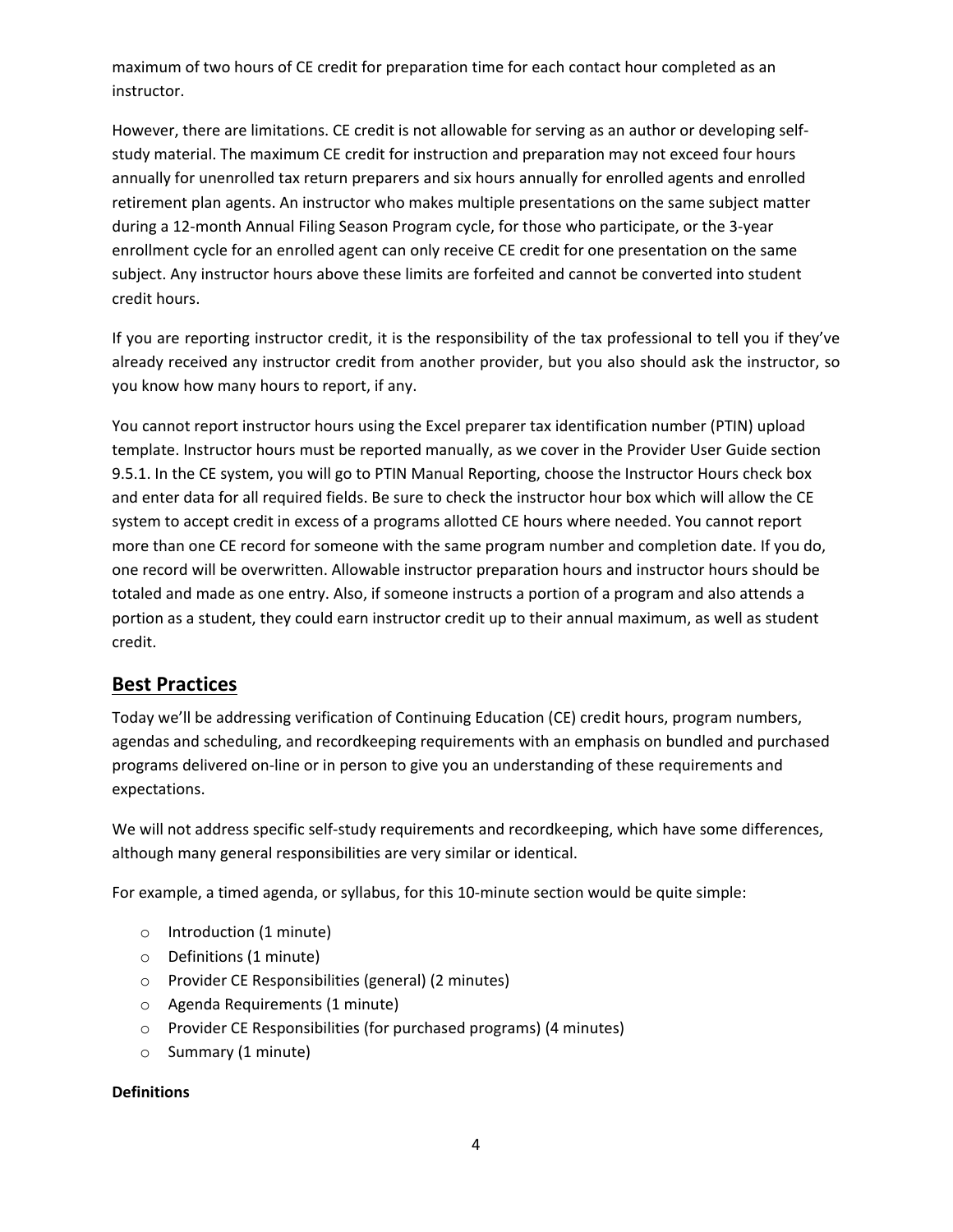maximum of two hours of CE credit for preparation time for each contact hour completed as an instructor.

However, there are limitations. CE credit is not allowable for serving as an author or developing self-study material. The maximum CE credit for instruction and preparation may not exceed four hours annually for unenrolled tax return preparers and six hours annually for enrolled agents and enrolled retirement plan agents. An instructor who makes multiple presentations on the same subject matter during a 12-month Annual Filing Season Program cycle, for those who participate, or the 3-year enrollment cycle for an enrolled agent can only receive CE credit for one presentation on the same subject. Any instructor hours above these limits are forfeited and cannot be converted into student credit hours.

If you are reporting instructor credit, it is the responsibility of the tax professional to tell you if they've already received any instructor credit from another provider, but you also should ask the instructor, so you know how many hours to report, if any.

You cannot report instructor hours using the Excel preparer tax identification number (PTIN) upload template. Instructor hours must be reported manually, as we cover in the Provider User Guide section 9.5.1. In the CE system, you will go to PTIN Manual Reporting, choose the Instructor Hours check box and enter data for all required fields. Be sure to check the instructor hour box which will allow the CE system to accept credit in excess of a programs allotted CE hours where needed. You cannot report more than one CE record for someone with the same program number and completion date. If you do, one record will be overwritten. Allowable instructor preparation hours and instructor hours should be totaled and made as one entry. Also, if someone instructs a portion of a program and also attends a portion as a student, they could earn instructor credit up to their annual maximum, as well as student credit.

## Best Practices

Today we'll be addressing verification of Continuing Education (CE) credit hours, program numbers, agendas and scheduling, and recordkeeping requirements with an emphasis on bundled and purchased programs delivered on-line or in person to give you an understanding of these requirements and expectations.

We will not address specific self-study requirements and recordkeeping, which have some differences, although many general responsibilities are very similar or identical.

For example, a timed agenda, or syllabus, for this 10-minute section would be quite simple:

- Introduction (1 minute)
- Definitions (1 minute)
- Provider CE Responsibilities (general) (2 minutes)
- Agenda Requirements (1 minute)
- Provider CE Responsibilities (for purchased programs) (4 minutes)
- Summary (1 minute)

**Definitions**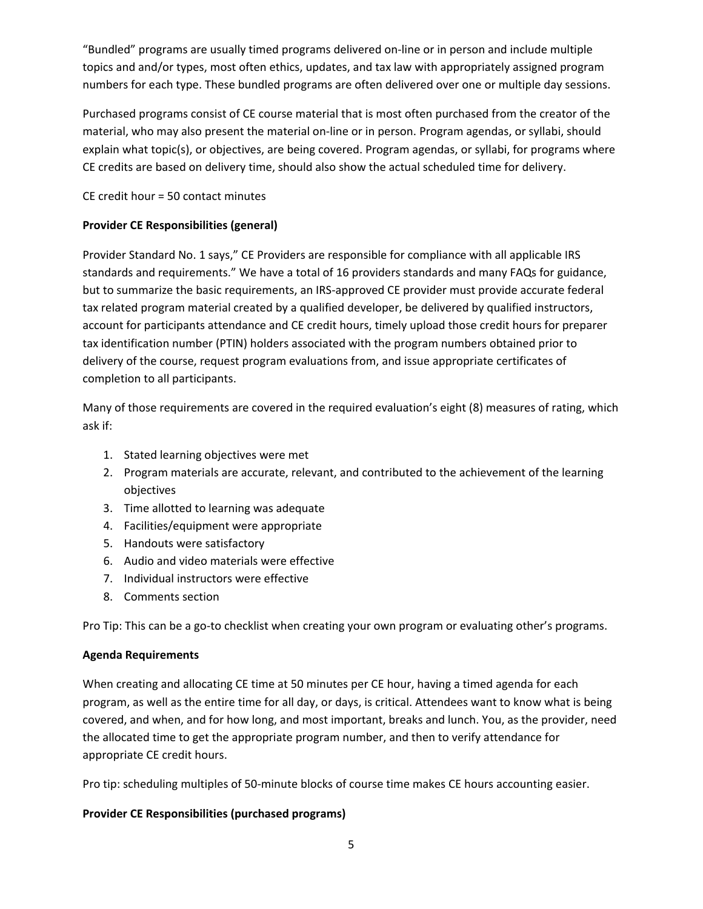"Bundled" programs are usually timed programs delivered on-line or in person and include multiple topics and and/or types, most often ethics, updates, and tax law with appropriately assigned program numbers for each type. These bundled programs are often delivered over one or multiple day sessions.

Purchased programs consist of CE course material that is most often purchased from the creator of the material, who may also present the material on-line or in person. Program agendas, or syllabi, should explain what topic(s), or objectives, are being covered. Program agendas, or syllabi, for programs where CE credits are based on delivery time, should also show the actual scheduled time for delivery.

CE credit hour = 50 contact minutes

**Provider CE Responsibilities (general)**

Provider Standard No. 1 says," CE Providers are responsible for compliance with all applicable IRS standards and requirements." We have a total of 16 providers standards and many FAQs for guidance, but to summarize the basic requirements, an IRS-approved CE provider must provide accurate federal tax related program material created by a qualified developer, be delivered by qualified instructors, account for participants attendance and CE credit hours, timely upload those credit hours for preparer tax identification number (PTIN) holders associated with the program numbers obtained prior to delivery of the course, request program evaluations from, and issue appropriate certificates of completion to all participants.

Many of those requirements are covered in the required evaluation's eight (8) measures of rating, which ask if:

1. Stated learning objectives were met
2. Program materials are accurate, relevant, and contributed to the achievement of the learning objectives
3. Time allotted to learning was adequate
4. Facilities/equipment were appropriate
5. Handouts were satisfactory
6. Audio and video materials were effective
7. Individual instructors were effective
8. Comments section

Pro Tip: This can be a go-to checklist when creating your own program or evaluating other's programs.

**Agenda Requirements**

When creating and allocating CE time at 50 minutes per CE hour, having a timed agenda for each program, as well as the entire time for all day, or days, is critical. Attendees want to know what is being covered, and when, and for how long, and most important, breaks and lunch. You, as the provider, need the allocated time to get the appropriate program number, and then to verify attendance for appropriate CE credit hours.

Pro tip: scheduling multiples of 50-minute blocks of course time makes CE hours accounting easier.

**Provider CE Responsibilities (purchased programs)**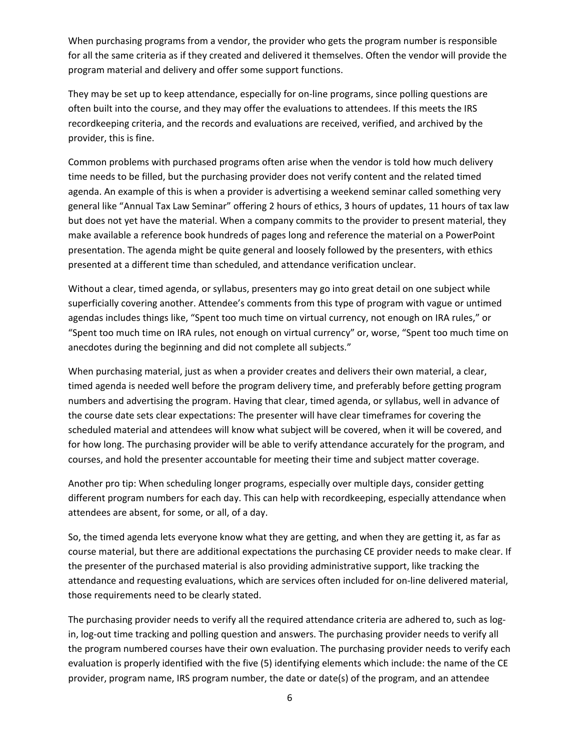When purchasing programs from a vendor, the provider who gets the program number is responsible for all the same criteria as if they created and delivered it themselves. Often the vendor will provide the program material and delivery and offer some support functions.

They may be set up to keep attendance, especially for on-line programs, since polling questions are often built into the course, and they may offer the evaluations to attendees. If this meets the IRS recordkeeping criteria, and the records and evaluations are received, verified, and archived by the provider, this is fine.

Common problems with purchased programs often arise when the vendor is told how much delivery time needs to be filled, but the purchasing provider does not verify content and the related timed agenda. An example of this is when a provider is advertising a weekend seminar called something very general like "Annual Tax Law Seminar" offering 2 hours of ethics, 3 hours of updates, 11 hours of tax law but does not yet have the material. When a company commits to the provider to present material, they make available a reference book hundreds of pages long and reference the material on a PowerPoint presentation. The agenda might be quite general and loosely followed by the presenters, with ethics presented at a different time than scheduled, and attendance verification unclear.

Without a clear, timed agenda, or syllabus, presenters may go into great detail on one subject while superficially covering another. Attendee's comments from this type of program with vague or untimed agendas includes things like, "Spent too much time on virtual currency, not enough on IRA rules," or "Spent too much time on IRA rules, not enough on virtual currency" or, worse, "Spent too much time on anecdotes during the beginning and did not complete all subjects."

When purchasing material, just as when a provider creates and delivers their own material, a clear, timed agenda is needed well before the program delivery time, and preferably before getting program numbers and advertising the program. Having that clear, timed agenda, or syllabus, well in advance of the course date sets clear expectations: The presenter will have clear timeframes for covering the scheduled material and attendees will know what subject will be covered, when it will be covered, and for how long. The purchasing provider will be able to verify attendance accurately for the program, and courses, and hold the presenter accountable for meeting their time and subject matter coverage.

Another pro tip: When scheduling longer programs, especially over multiple days, consider getting different program numbers for each day. This can help with recordkeeping, especially attendance when attendees are absent, for some, or all, of a day.

So, the timed agenda lets everyone know what they are getting, and when they are getting it, as far as course material, but there are additional expectations the purchasing CE provider needs to make clear. If the presenter of the purchased material is also providing administrative support, like tracking the attendance and requesting evaluations, which are services often included for on-line delivered material, those requirements need to be clearly stated.

The purchasing provider needs to verify all the required attendance criteria are adhered to, such as log-in, log-out time tracking and polling question and answers. The purchasing provider needs to verify all the program numbered courses have their own evaluation. The purchasing provider needs to verify each evaluation is properly identified with the five (5) identifying elements which include: the name of the CE provider, program name, IRS program number, the date or date(s) of the program, and an attendee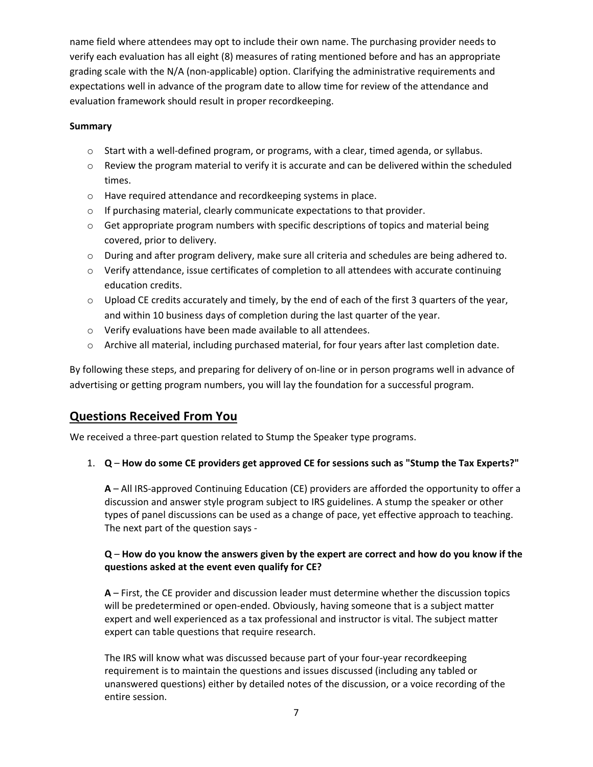name field where attendees may opt to include their own name. The purchasing provider needs to verify each evaluation has all eight (8) measures of rating mentioned before and has an appropriate grading scale with the N/A (non-applicable) option. Clarifying the administrative requirements and expectations well in advance of the program date to allow time for review of the attendance and evaluation framework should result in proper recordkeeping.

**Summary**

- Start with a well-defined program, or programs, with a clear, timed agenda, or syllabus.
- Review the program material to verify it is accurate and can be delivered within the scheduled times.
- Have required attendance and recordkeeping systems in place.
- If purchasing material, clearly communicate expectations to that provider.
- Get appropriate program numbers with specific descriptions of topics and material being covered, prior to delivery.
- During and after program delivery, make sure all criteria and schedules are being adhered to.
- Verify attendance, issue certificates of completion to all attendees with accurate continuing education credits.
- Upload CE credits accurately and timely, by the end of each of the first 3 quarters of the year, and within 10 business days of completion during the last quarter of the year.
- Verify evaluations have been made available to all attendees.
- Archive all material, including purchased material, for four years after last completion date.

By following these steps, and preparing for delivery of on-line or in person programs well in advance of advertising or getting program numbers, you will lay the foundation for a successful program.

## Questions Received From You

We received a three-part question related to Stump the Speaker type programs.

1. **Q** – **How do some CE providers get approved CE for sessions such as "Stump the Tax Experts?"**

   **A** – All IRS-approved Continuing Education (CE) providers are afforded the opportunity to offer a discussion and answer style program subject to IRS guidelines. A stump the speaker or other types of panel discussions can be used as a change of pace, yet effective approach to teaching. The next part of the question says -

   **Q** – **How do you know the answers given by the expert are correct and how do you know if the questions asked at the event even qualify for CE?**

   **A** – First, the CE provider and discussion leader must determine whether the discussion topics will be predetermined or open-ended. Obviously, having someone that is a subject matter expert and well experienced as a tax professional and instructor is vital. The subject matter expert can table questions that require research.

   The IRS will know what was discussed because part of your four-year recordkeeping requirement is to maintain the questions and issues discussed (including any tabled or unanswered questions) either by detailed notes of the discussion, or a voice recording of the entire session.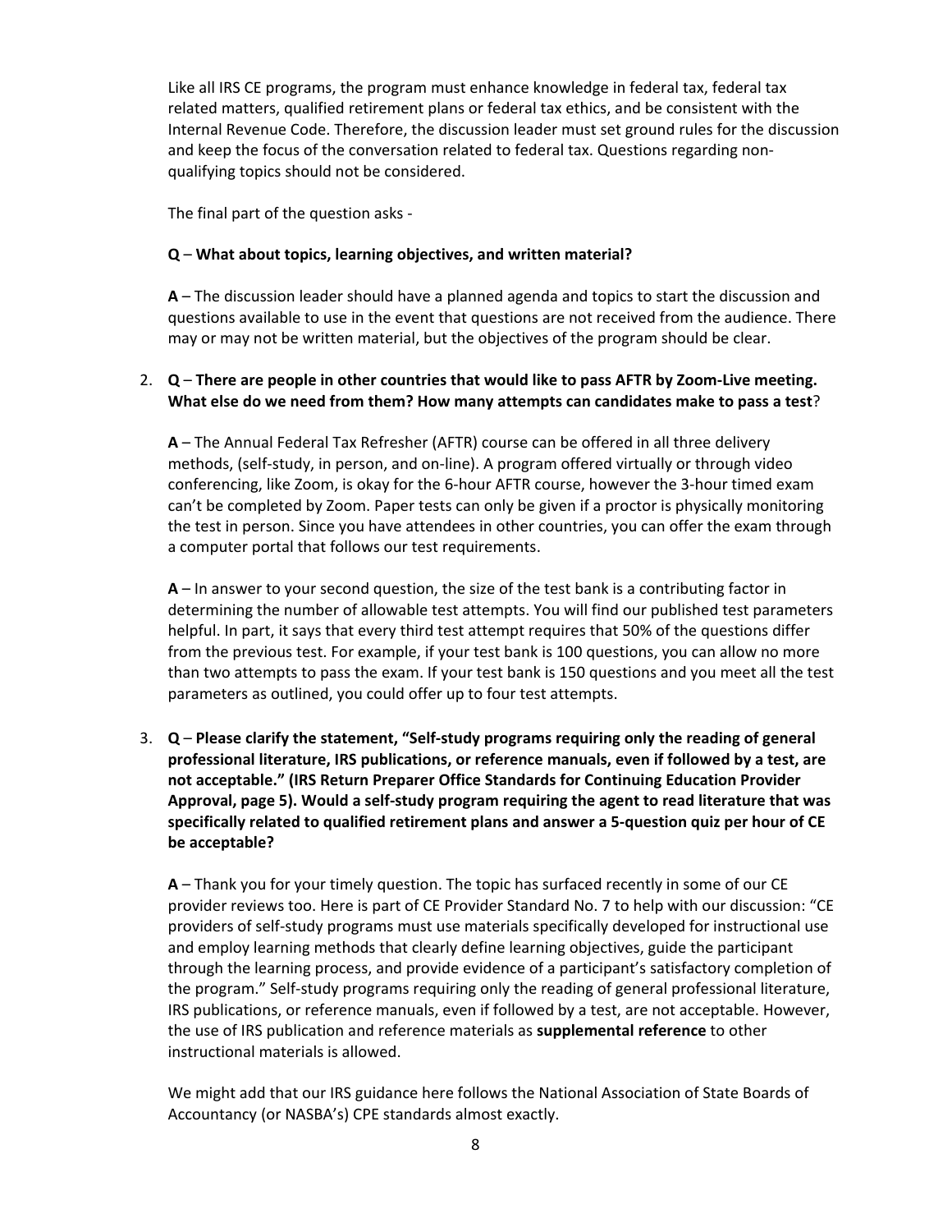Like all IRS CE programs, the program must enhance knowledge in federal tax, federal tax related matters, qualified retirement plans or federal tax ethics, and be consistent with the Internal Revenue Code. Therefore, the discussion leader must set ground rules for the discussion and keep the focus of the conversation related to federal tax. Questions regarding non-qualifying topics should not be considered.

The final part of the question asks -

**Q** – **What about topics, learning objectives, and written material?**

**A** – The discussion leader should have a planned agenda and topics to start the discussion and questions available to use in the event that questions are not received from the audience. There may or may not be written material, but the objectives of the program should be clear.

2. **Q** – **There are people in other countries that would like to pass AFTR by Zoom-Live meeting. What else do we need from them? How many attempts can candidates make to pass a test**?

   **A** – The Annual Federal Tax Refresher (AFTR) course can be offered in all three delivery methods, (self-study, in person, and on-line). A program offered virtually or through video conferencing, like Zoom, is okay for the 6-hour AFTR course, however the 3-hour timed exam can't be completed by Zoom. Paper tests can only be given if a proctor is physically monitoring the test in person. Since you have attendees in other countries, you can offer the exam through a computer portal that follows our test requirements.

   **A** – In answer to your second question, the size of the test bank is a contributing factor in determining the number of allowable test attempts. You will find our published test parameters helpful. In part, it says that every third test attempt requires that 50% of the questions differ from the previous test. For example, if your test bank is 100 questions, you can allow no more than two attempts to pass the exam. If your test bank is 150 questions and you meet all the test parameters as outlined, you could offer up to four test attempts.

3. **Q** – **Please clarify the statement, "Self-study programs requiring only the reading of general professional literature, IRS publications, or reference manuals, even if followed by a test, are not acceptable." (IRS Return Preparer Office Standards for Continuing Education Provider Approval, page 5). Would a self-study program requiring the agent to read literature that was specifically related to qualified retirement plans and answer a 5-question quiz per hour of CE be acceptable?**

   **A** – Thank you for your timely question. The topic has surfaced recently in some of our CE provider reviews too. Here is part of CE Provider Standard No. 7 to help with our discussion: "CE providers of self-study programs must use materials specifically developed for instructional use and employ learning methods that clearly define learning objectives, guide the participant through the learning process, and provide evidence of a participant's satisfactory completion of the program." Self-study programs requiring only the reading of general professional literature, IRS publications, or reference manuals, even if followed by a test, are not acceptable. However, the use of IRS publication and reference materials as **supplemental reference** to other instructional materials is allowed.

   We might add that our IRS guidance here follows the National Association of State Boards of Accountancy (or NASBA's) CPE standards almost exactly.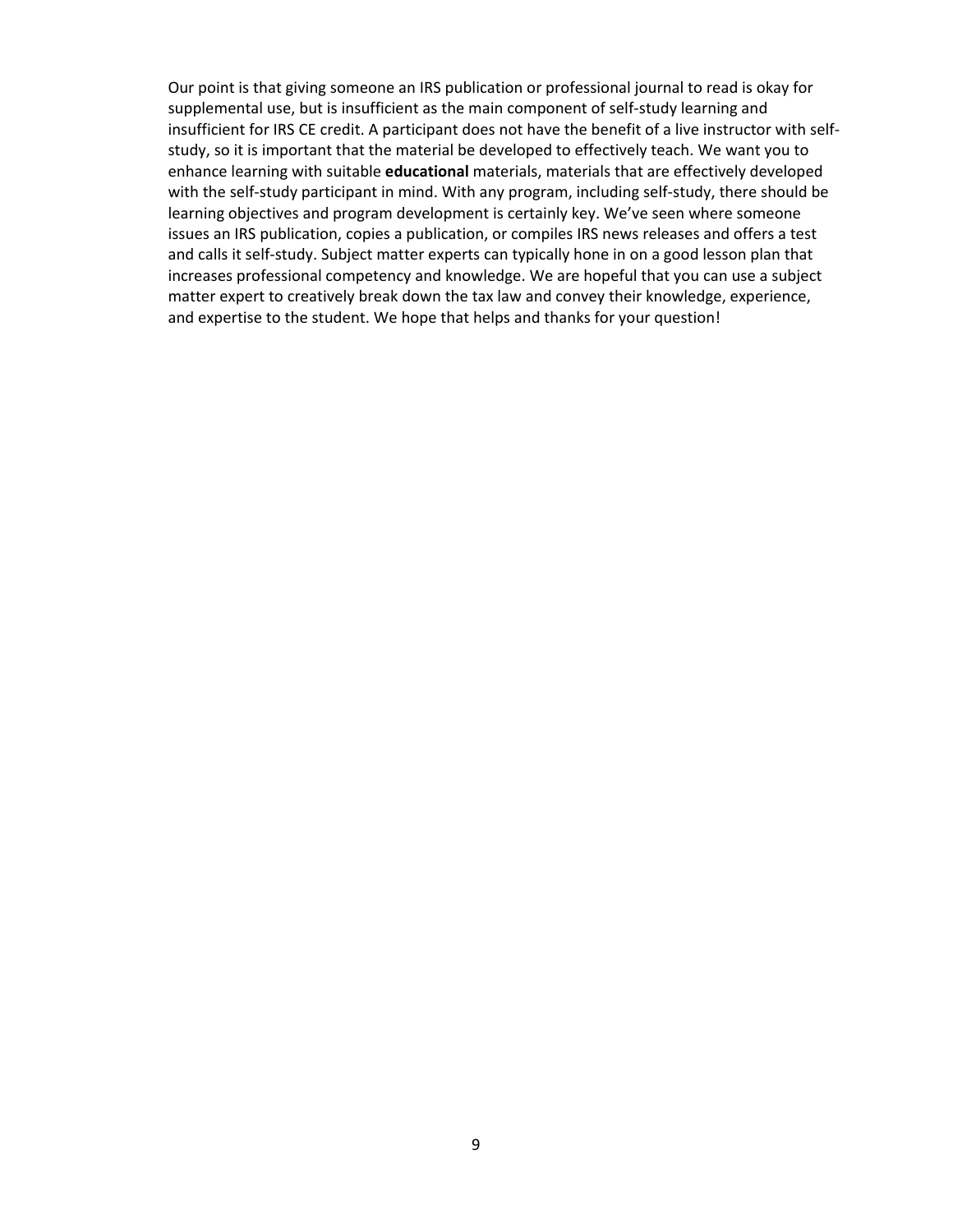Our point is that giving someone an IRS publication or professional journal to read is okay for supplemental use, but is insufficient as the main component of self-study learning and insufficient for IRS CE credit. A participant does not have the benefit of a live instructor with self-study, so it is important that the material be developed to effectively teach. We want you to enhance learning with suitable **educational** materials, materials that are effectively developed with the self-study participant in mind. With any program, including self-study, there should be learning objectives and program development is certainly key. We've seen where someone issues an IRS publication, copies a publication, or compiles IRS news releases and offers a test and calls it self-study. Subject matter experts can typically hone in on a good lesson plan that increases professional competency and knowledge. We are hopeful that you can use a subject matter expert to creatively break down the tax law and convey their knowledge, experience, and expertise to the student. We hope that helps and thanks for your question!